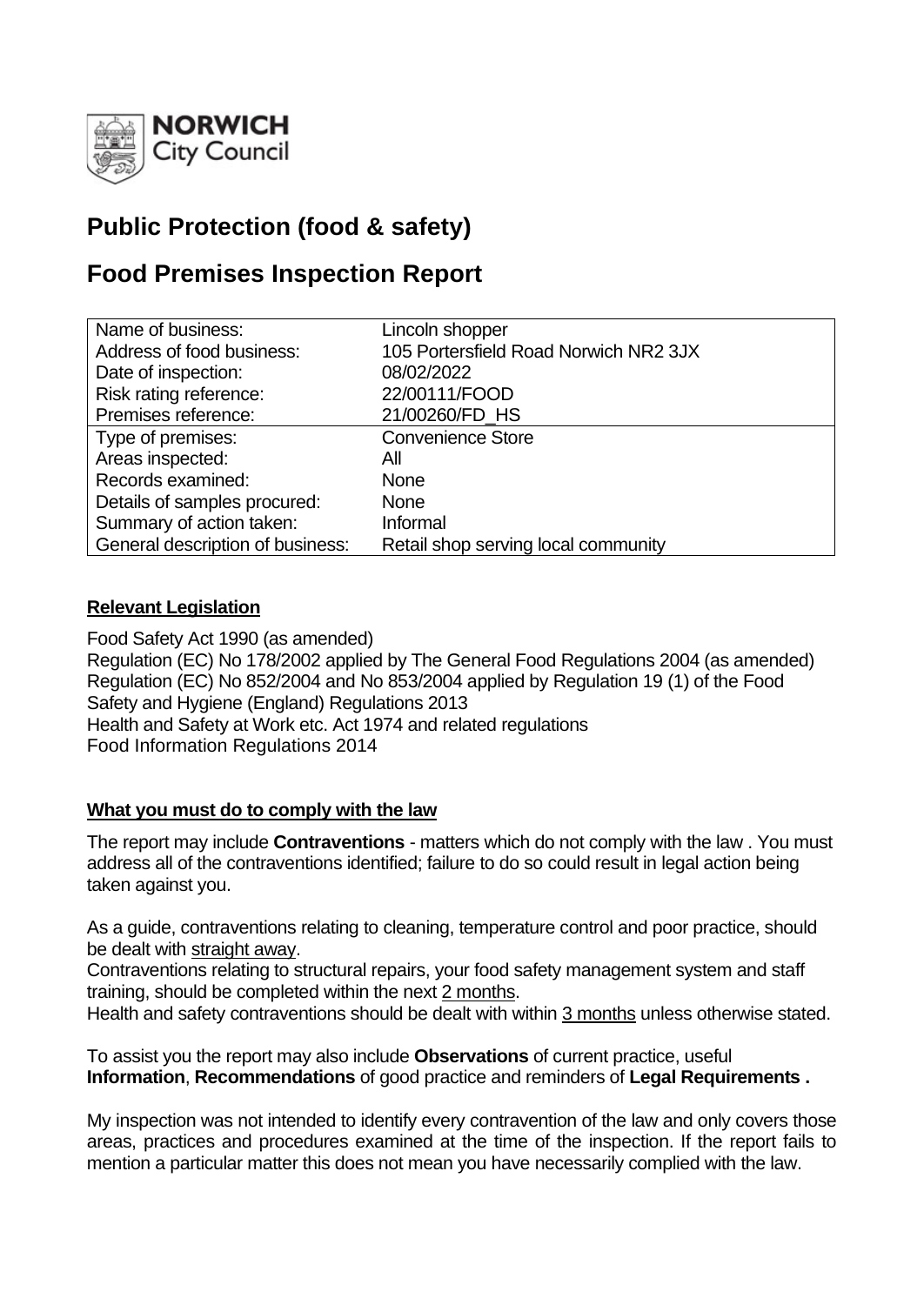NORWICH City Council

# Public Protection (food & safety)

# Food Premises Inspection Report

| Name of business: | Lincoln shopper |
|---|---|
| Address of food business: | 105 Portersfield Road Norwich NR2 3JX |
| Date of inspection: | 08/02/2022 |
| Risk rating reference: | 22/00111/FOOD |
| Premises reference: | 21/00260/FD_HS |
| Type of premises: | Convenience Store |
| Areas inspected: | All |
| Records examined: | None |
| Details of samples procured: | None |
| Summary of action taken: | Informal |
| General description of business: | Retail shop serving local community |

## Relevant Legislation

Food Safety Act 1990 (as amended)
Regulation (EC) No 178/2002 applied by The General Food Regulations 2004 (as amended)
Regulation (EC) No 852/2004 and No 853/2004 applied by Regulation 19 (1) of the Food Safety and Hygiene (England) Regulations 2013
Health and Safety at Work etc. Act 1974 and related regulations
Food Information Regulations 2014

## What you must do to comply with the law

The report may include **Contraventions** - matters which do not comply with the law . You must address all of the contraventions identified; failure to do so could result in legal action being taken against you.

As a guide, contraventions relating to cleaning, temperature control and poor practice, should be dealt with straight away.
Contraventions relating to structural repairs, your food safety management system and staff training, should be completed within the next 2 months.
Health and safety contraventions should be dealt with within 3 months unless otherwise stated.

To assist you the report may also include **Observations** of current practice, useful **Information**, **Recommendations** of good practice and reminders of **Legal Requirements .**

My inspection was not intended to identify every contravention of the law and only covers those areas, practices and procedures examined at the time of the inspection. If the report fails to mention a particular matter this does not mean you have necessarily complied with the law.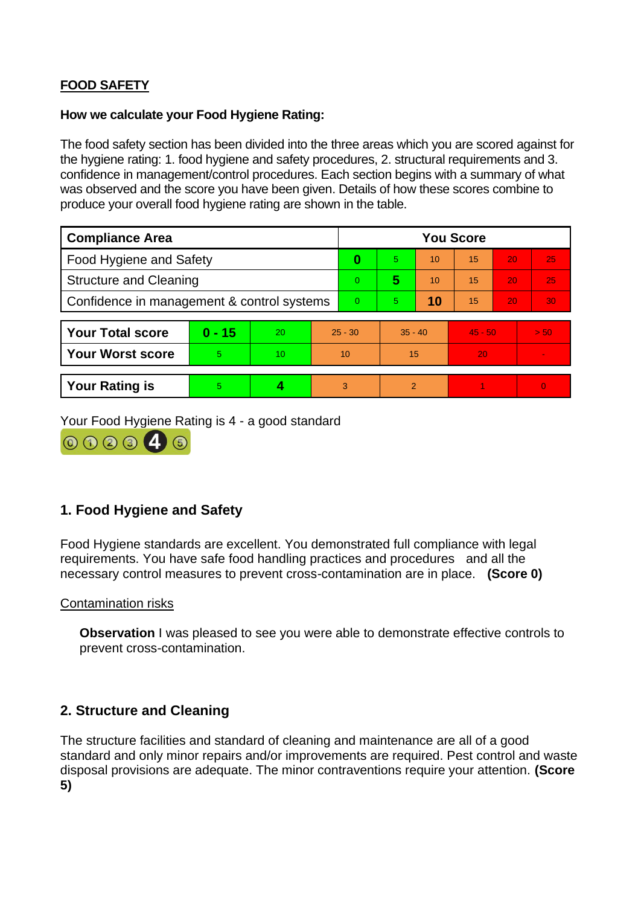**FOOD SAFETY**

**How we calculate your Food Hygiene Rating:**

The food safety section has been divided into the three areas which you are scored against for the hygiene rating: 1. food hygiene and safety procedures, 2. structural requirements and 3. confidence in management/control procedures. Each section begins with a summary of what was observed and the score you have been given. Details of how these scores combine to produce your overall food hygiene rating are shown in the table.

| Compliance Area | You Score | | | | | |
|---|---|---|---|---|---|---|
| Food Hygiene and Safety | **0** | 5 | 10 | 15 | 20 | 25 |
| Structure and Cleaning | 0 | **5** | 10 | 15 | 20 | 25 |
| Confidence in management & control systems | 0 | 5 | **10** | 15 | 20 | 30 |

| | | | | | | |
|---|---|---|---|---|---|---|
| **Your Total score** | **0 - 15** | 20 | 25 - 30 | 35 - 40 | 45 - 50 | > 50 |
| **Your Worst score** | 5 | 10 | 10 | 15 | 20 | - |
| **Your Rating is** | 5 | **4** | 3 | 2 | 1 | 0 |

Your Food Hygiene Rating is 4 - a good standard

## 1. Food Hygiene and Safety

Food Hygiene standards are excellent. You demonstrated full compliance with legal requirements. You have safe food handling practices and procedures and all the necessary control measures to prevent cross-contamination are in place. **(Score 0)**

Contamination risks

**Observation** I was pleased to see you were able to demonstrate effective controls to prevent cross-contamination.

## 2. Structure and Cleaning

The structure facilities and standard of cleaning and maintenance are all of a good standard and only minor repairs and/or improvements are required. Pest control and waste disposal provisions are adequate. The minor contraventions require your attention. **(Score 5)**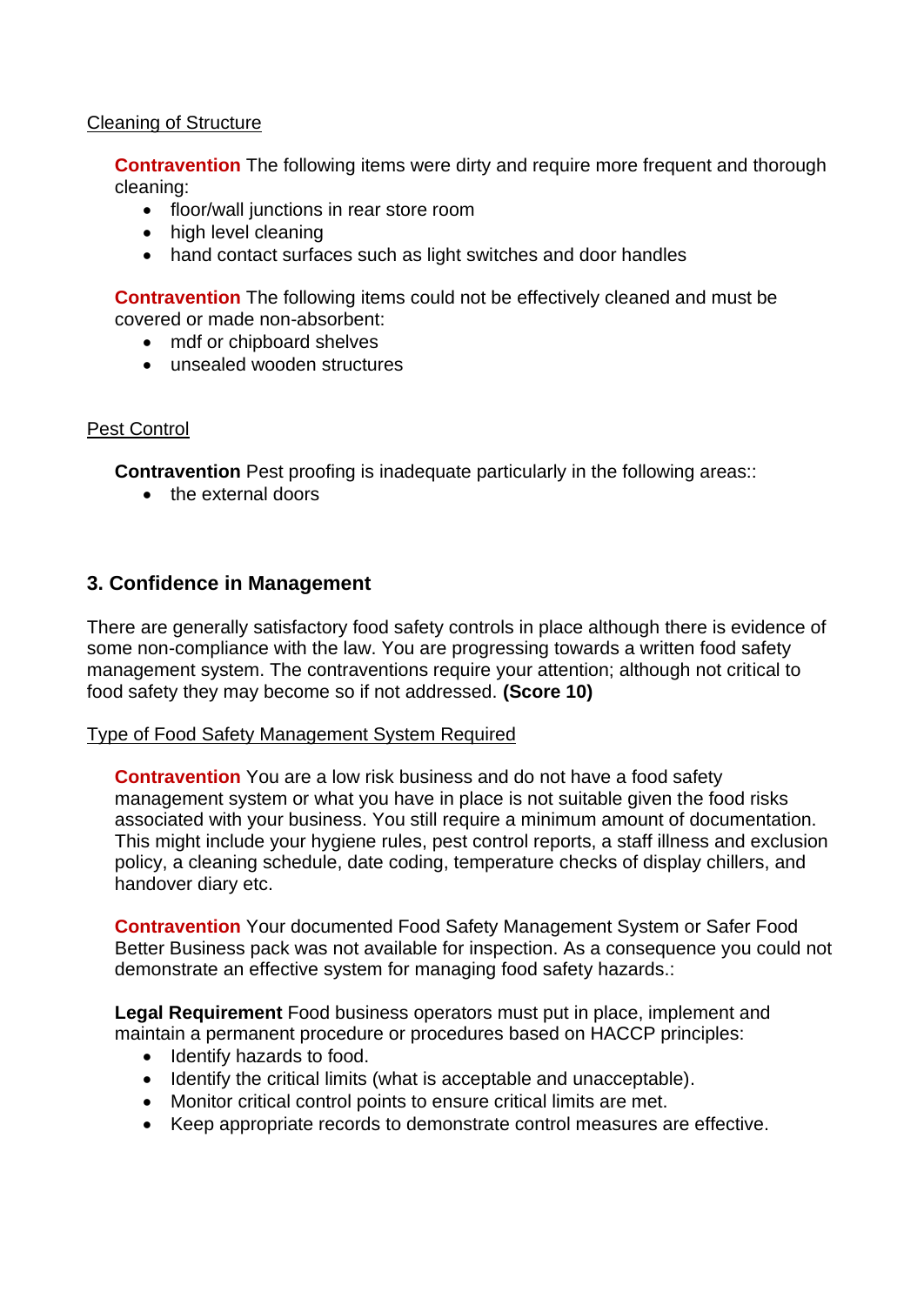Cleaning of Structure

**Contravention** The following items were dirty and require more frequent and thorough cleaning:

- floor/wall junctions in rear store room
- high level cleaning
- hand contact surfaces such as light switches and door handles

**Contravention** The following items could not be effectively cleaned and must be covered or made non-absorbent:

- mdf or chipboard shelves
- unsealed wooden structures

Pest Control

**Contravention** Pest proofing is inadequate particularly in the following areas::

- the external doors

## 3. Confidence in Management

There are generally satisfactory food safety controls in place although there is evidence of some non-compliance with the law. You are progressing towards a written food safety management system. The contraventions require your attention; although not critical to food safety they may become so if not addressed. **(Score 10)**

Type of Food Safety Management System Required

**Contravention** You are a low risk business and do not have a food safety management system or what you have in place is not suitable given the food risks associated with your business. You still require a minimum amount of documentation. This might include your hygiene rules, pest control reports, a staff illness and exclusion policy, a cleaning schedule, date coding, temperature checks of display chillers, and handover diary etc.

**Contravention** Your documented Food Safety Management System or Safer Food Better Business pack was not available for inspection. As a consequence you could not demonstrate an effective system for managing food safety hazards.:

**Legal Requirement** Food business operators must put in place, implement and maintain a permanent procedure or procedures based on HACCP principles:

- Identify hazards to food.
- Identify the critical limits (what is acceptable and unacceptable).
- Monitor critical control points to ensure critical limits are met.
- Keep appropriate records to demonstrate control measures are effective.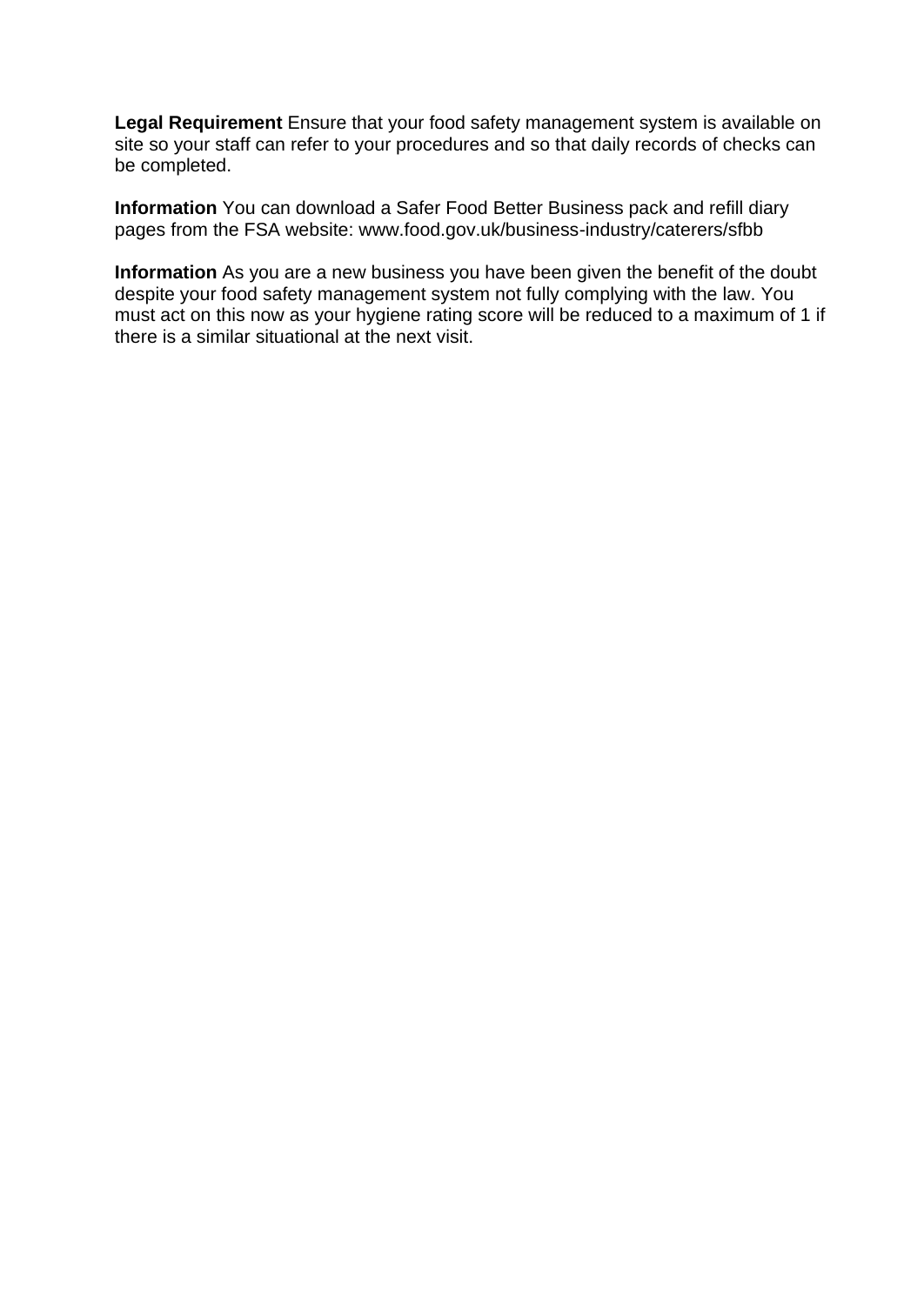**Legal Requirement** Ensure that your food safety management system is available on site so your staff can refer to your procedures and so that daily records of checks can be completed.

**Information** You can download a Safer Food Better Business pack and refill diary pages from the FSA website: www.food.gov.uk/business-industry/caterers/sfbb

**Information** As you are a new business you have been given the benefit of the doubt despite your food safety management system not fully complying with the law. You must act on this now as your hygiene rating score will be reduced to a maximum of 1 if there is a similar situational at the next visit.